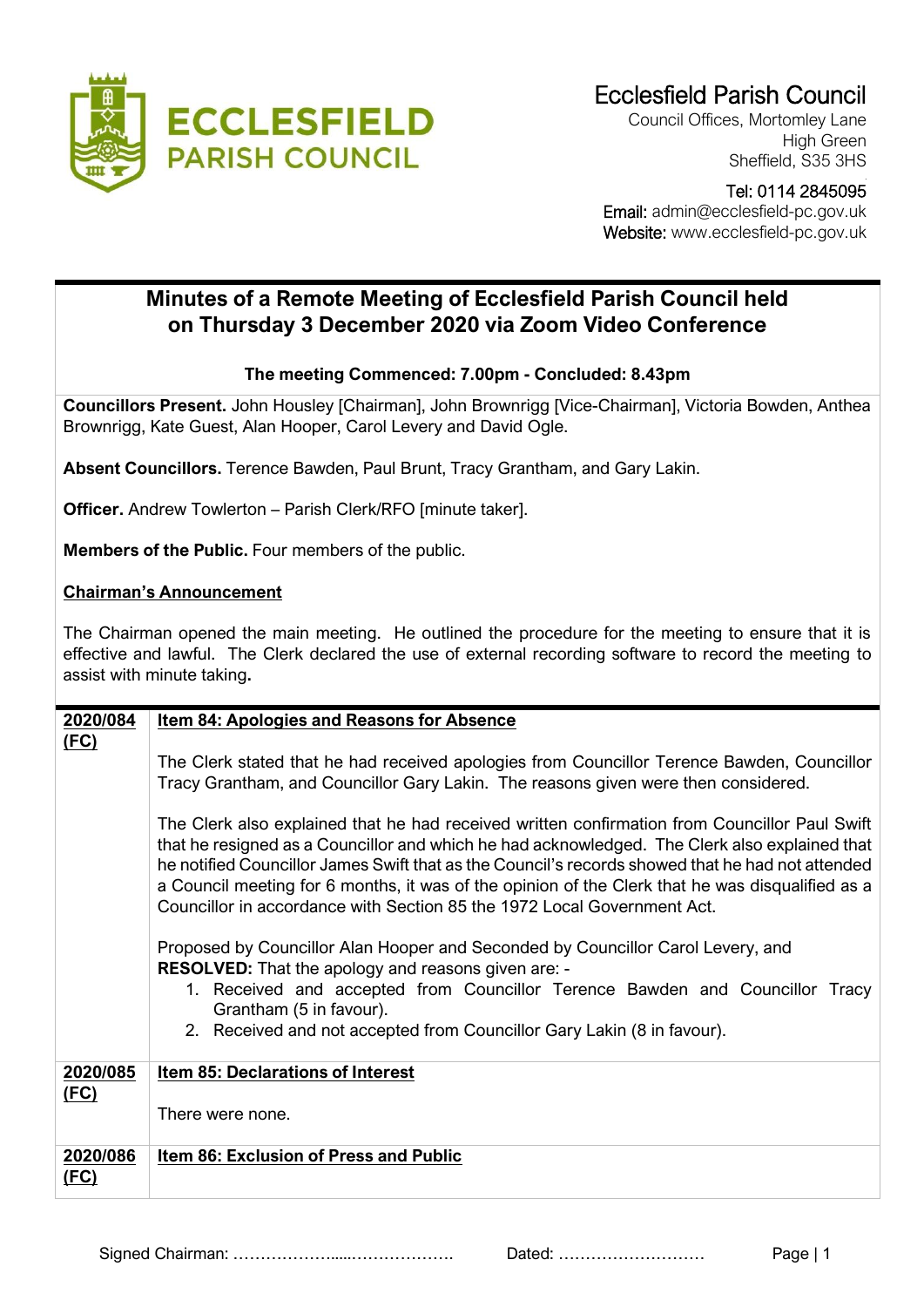Ecclesfield Parish Council
Council Offices, Mortomley Lane
High Green
Sheffield, S35 3HS

Tel: 0114 2845095
Email: admin@ecclesfield-pc.gov.uk
Website: www.ecclesfield-pc.gov.uk

# Minutes of a Remote Meeting of Ecclesfield Parish Council held on Thursday 3 December 2020 via Zoom Video Conference

**The meeting Commenced: 7.00pm - Concluded: 8.43pm**

**Councillors Present.** John Housley [Chairman], John Brownrigg [Vice-Chairman], Victoria Bowden, Anthea Brownrigg, Kate Guest, Alan Hooper, Carol Levery and David Ogle.

**Absent Councillors.** Terence Bawden, Paul Brunt, Tracy Grantham, and Gary Lakin.

**Officer.** Andrew Towlerton – Parish Clerk/RFO [minute taker].

**Members of the Public.** Four members of the public.

**Chairman's Announcement**

The Chairman opened the main meeting. He outlined the procedure for the meeting to ensure that it is effective and lawful. The Clerk declared the use of external recording software to record the meeting to assist with minute taking.

| | |
|---|---|
| **2020/084 (FC)** | **Item 84: Apologies and Reasons for Absence**<br><br>The Clerk stated that he had received apologies from Councillor Terence Bawden, Councillor Tracy Grantham, and Councillor Gary Lakin. The reasons given were then considered.<br><br>The Clerk also explained that he had received written confirmation from Councillor Paul Swift that he resigned as a Councillor and which he had acknowledged. The Clerk also explained that he notified Councillor James Swift that as the Council's records showed that he had not attended a Council meeting for 6 months, it was of the opinion of the Clerk that he was disqualified as a Councillor in accordance with Section 85 the 1972 Local Government Act.<br><br>Proposed by Councillor Alan Hooper and Seconded by Councillor Carol Levery, and **RESOLVED:** That the apology and reasons given are: -<br>1. Received and accepted from Councillor Terence Bawden and Councillor Tracy Grantham (5 in favour).<br>2. Received and not accepted from Councillor Gary Lakin (8 in favour). |
| **2020/085 (FC)** | **Item 85: Declarations of Interest**<br><br>There were none. |
| **2020/086 (FC)** | **Item 86: Exclusion of Press and Public** |

Signed Chairman: ………………....………………. Dated: ………………………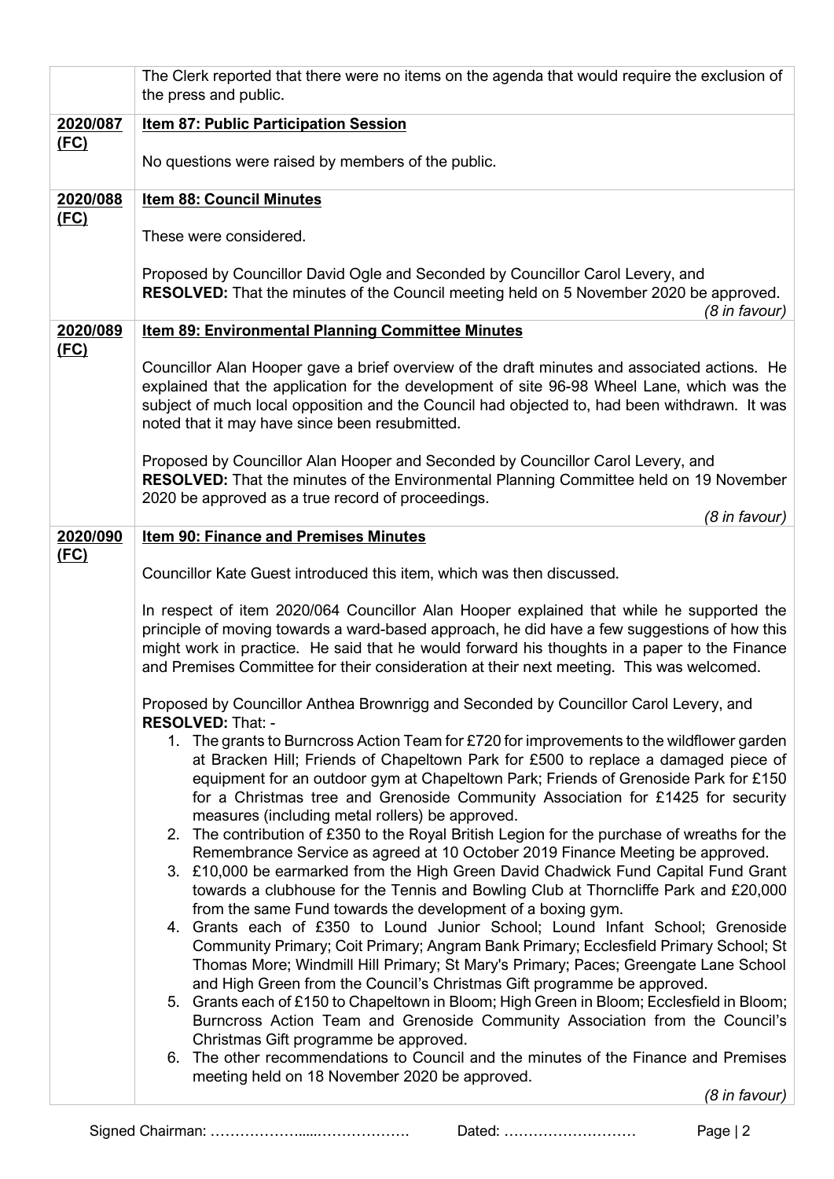| | |
|---|---|
| | The Clerk reported that there were no items on the agenda that would require the exclusion of the press and public. |
| **2020/087 (FC)** | **Item 87: Public Participation Session**<br><br>No questions were raised by members of the public. |
| **2020/088 (FC)** | **Item 88: Council Minutes**<br><br>These were considered.<br><br>Proposed by Councillor David Ogle and Seconded by Councillor Carol Levery, and **RESOLVED:** That the minutes of the Council meeting held on 5 November 2020 be approved. *(8 in favour)* |
| **2020/089 (FC)** | **Item 89: Environmental Planning Committee Minutes**<br><br>Councillor Alan Hooper gave a brief overview of the draft minutes and associated actions. He explained that the application for the development of site 96-98 Wheel Lane, which was the subject of much local opposition and the Council had objected to, had been withdrawn. It was noted that it may have since been resubmitted.<br><br>Proposed by Councillor Alan Hooper and Seconded by Councillor Carol Levery, and **RESOLVED:** That the minutes of the Environmental Planning Committee held on 19 November 2020 be approved as a true record of proceedings. *(8 in favour)* |
| **2020/090 (FC)** | **Item 90: Finance and Premises Minutes**<br><br>Councillor Kate Guest introduced this item, which was then discussed.<br><br>In respect of item 2020/064 Councillor Alan Hooper explained that while he supported the principle of moving towards a ward-based approach, he did have a few suggestions of how this might work in practice. He said that he would forward his thoughts in a paper to the Finance and Premises Committee for their consideration at their next meeting. This was welcomed.<br><br>Proposed by Councillor Anthea Brownrigg and Seconded by Councillor Carol Levery, and **RESOLVED:** That: -<br>1. The grants to Burncross Action Team for £720 for improvements to the wildflower garden at Bracken Hill; Friends of Chapeltown Park for £500 to replace a damaged piece of equipment for an outdoor gym at Chapeltown Park; Friends of Grenoside Park for £150 for a Christmas tree and Grenoside Community Association for £1425 for security measures (including metal rollers) be approved.<br>2. The contribution of £350 to the Royal British Legion for the purchase of wreaths for the Remembrance Service as agreed at 10 October 2019 Finance Meeting be approved.<br>3. £10,000 be earmarked from the High Green David Chadwick Fund Capital Fund Grant towards a clubhouse for the Tennis and Bowling Club at Thorncliffe Park and £20,000 from the same Fund towards the development of a boxing gym.<br>4. Grants each of £350 to Lound Junior School; Lound Infant School; Grenoside Community Primary; Coit Primary; Angram Bank Primary; Ecclesfield Primary School; St Thomas More; Windmill Hill Primary; St Mary's Primary; Paces; Greengate Lane School and High Green from the Council's Christmas Gift programme be approved.<br>5. Grants each of £150 to Chapeltown in Bloom; High Green in Bloom; Ecclesfield in Bloom; Burncross Action Team and Grenoside Community Association from the Council's Christmas Gift programme be approved.<br>6. The other recommendations to Council and the minutes of the Finance and Premises meeting held on 18 November 2020 be approved.<br>*(8 in favour)* |

Signed Chairman: ……………….....………………. Dated: ………………………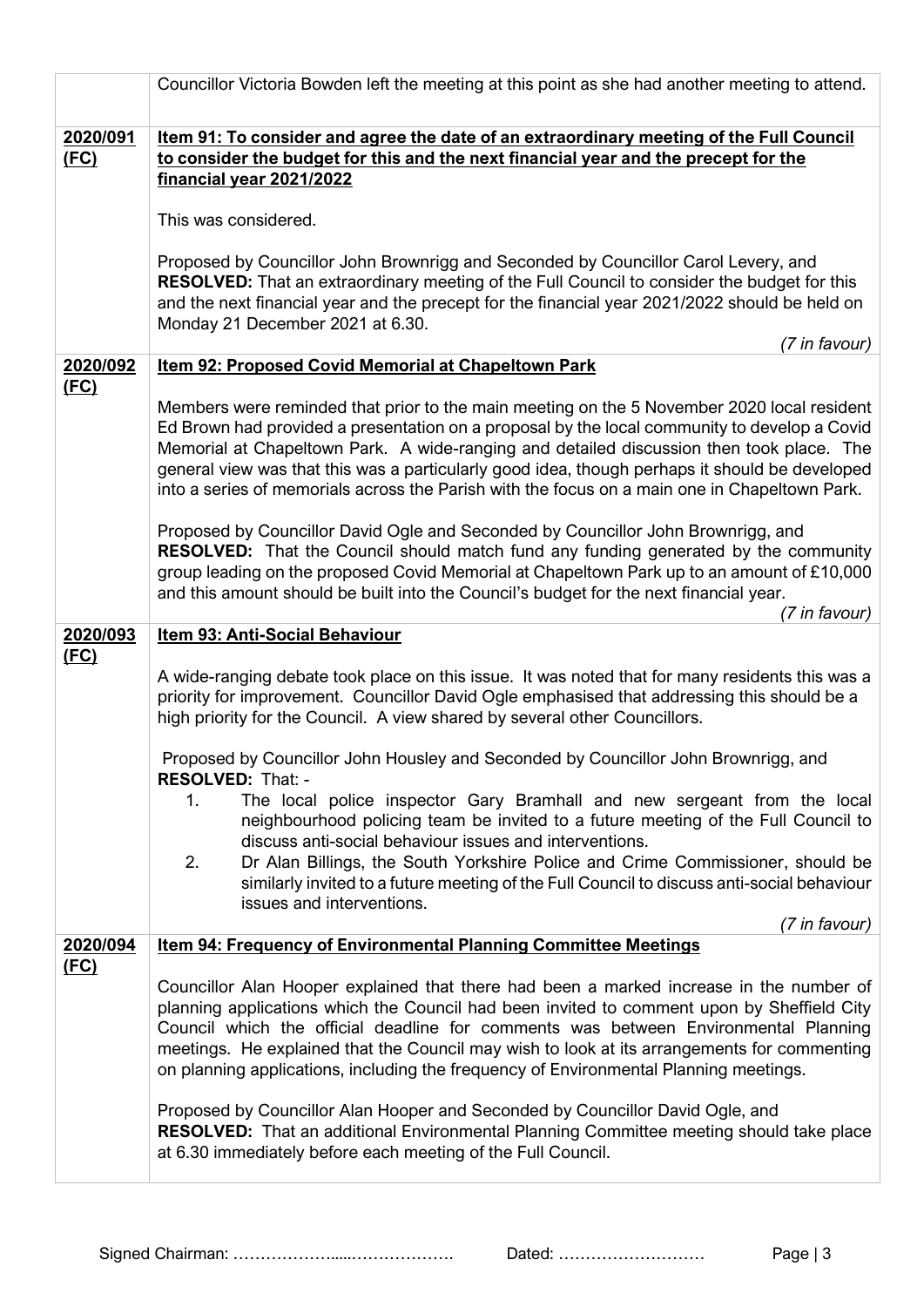| | |
|---|---|
| | Councillor Victoria Bowden left the meeting at this point as she had another meeting to attend. |
| **2020/091 (FC)** | **Item 91: To consider and agree the date of an extraordinary meeting of the Full Council to consider the budget for this and the next financial year and the precept for the financial year 2021/2022**<br><br>This was considered.<br><br>Proposed by Councillor John Brownrigg and Seconded by Councillor Carol Levery, and **RESOLVED:** That an extraordinary meeting of the Full Council to consider the budget for this and the next financial year and the precept for the financial year 2021/2022 should be held on Monday 21 December 2021 at 6.30.<br><br>*(7 in favour)* |
| **2020/092 (FC)** | **Item 92: Proposed Covid Memorial at Chapeltown Park**<br><br>Members were reminded that prior to the main meeting on the 5 November 2020 local resident Ed Brown had provided a presentation on a proposal by the local community to develop a Covid Memorial at Chapeltown Park. A wide-ranging and detailed discussion then took place. The general view was that this was a particularly good idea, though perhaps it should be developed into a series of memorials across the Parish with the focus on a main one in Chapeltown Park.<br><br>Proposed by Councillor David Ogle and Seconded by Councillor John Brownrigg, and **RESOLVED:** That the Council should match fund any funding generated by the community group leading on the proposed Covid Memorial at Chapeltown Park up to an amount of £10,000 and this amount should be built into the Council's budget for the next financial year.<br><br>*(7 in favour)* |
| **2020/093 (FC)** | **Item 93: Anti-Social Behaviour**<br><br>A wide-ranging debate took place on this issue. It was noted that for many residents this was a priority for improvement. Councillor David Ogle emphasised that addressing this should be a high priority for the Council. A view shared by several other Councillors.<br><br>Proposed by Councillor John Housley and Seconded by Councillor John Brownrigg, and **RESOLVED:** That: -<br>1. The local police inspector Gary Bramhall and new sergeant from the local neighbourhood policing team be invited to a future meeting of the Full Council to discuss anti-social behaviour issues and interventions.<br>2. Dr Alan Billings, the South Yorkshire Police and Crime Commissioner, should be similarly invited to a future meeting of the Full Council to discuss anti-social behaviour issues and interventions.<br><br>*(7 in favour)* |
| **2020/094 (FC)** | **Item 94: Frequency of Environmental Planning Committee Meetings**<br><br>Councillor Alan Hooper explained that there had been a marked increase in the number of planning applications which the Council had been invited to comment upon by Sheffield City Council which the official deadline for comments was between Environmental Planning meetings. He explained that the Council may wish to look at its arrangements for commenting on planning applications, including the frequency of Environmental Planning meetings.<br><br>Proposed by Councillor Alan Hooper and Seconded by Councillor David Ogle, and **RESOLVED:** That an additional Environmental Planning Committee meeting should take place at 6.30 immediately before each meeting of the Full Council. |

Signed Chairman: ……………….....………………. Dated: ………………………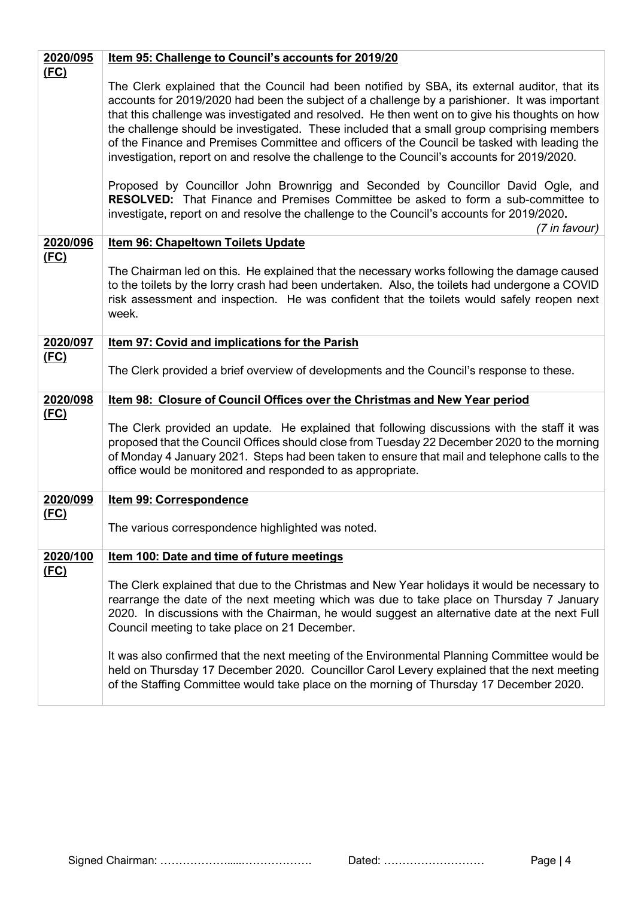| | |
|---|---|
| **2020/095 (FC)** | **Item 95: Challenge to Council's accounts for 2019/20**<br><br>The Clerk explained that the Council had been notified by SBA, its external auditor, that its accounts for 2019/2020 had been the subject of a challenge by a parishioner. It was important that this challenge was investigated and resolved. He then went on to give his thoughts on how the challenge should be investigated. These included that a small group comprising members of the Finance and Premises Committee and officers of the Council be tasked with leading the investigation, report on and resolve the challenge to the Council's accounts for 2019/2020.<br><br>Proposed by Councillor John Brownrigg and Seconded by Councillor David Ogle, and **RESOLVED:** That Finance and Premises Committee be asked to form a sub-committee to investigate, report on and resolve the challenge to the Council's accounts for 2019/2020.<br>*(7 in favour)* |
| **2020/096 (FC)** | **Item 96: Chapeltown Toilets Update**<br><br>The Chairman led on this. He explained that the necessary works following the damage caused to the toilets by the lorry crash had been undertaken. Also, the toilets had undergone a COVID risk assessment and inspection. He was confident that the toilets would safely reopen next week. |
| **2020/097 (FC)** | **Item 97: Covid and implications for the Parish**<br><br>The Clerk provided a brief overview of developments and the Council's response to these. |
| **2020/098 (FC)** | **Item 98: Closure of Council Offices over the Christmas and New Year period**<br><br>The Clerk provided an update. He explained that following discussions with the staff it was proposed that the Council Offices should close from Tuesday 22 December 2020 to the morning of Monday 4 January 2021. Steps had been taken to ensure that mail and telephone calls to the office would be monitored and responded to as appropriate. |
| **2020/099 (FC)** | **Item 99: Correspondence**<br><br>The various correspondence highlighted was noted. |
| **2020/100 (FC)** | **Item 100: Date and time of future meetings**<br><br>The Clerk explained that due to the Christmas and New Year holidays it would be necessary to rearrange the date of the next meeting which was due to take place on Thursday 7 January 2020. In discussions with the Chairman, he would suggest an alternative date at the next Full Council meeting to take place on 21 December.<br><br>It was also confirmed that the next meeting of the Environmental Planning Committee would be held on Thursday 17 December 2020. Councillor Carol Levery explained that the next meeting of the Staffing Committee would take place on the morning of Thursday 17 December 2020. |

Signed Chairman: ………………......………………. Dated: ………………………